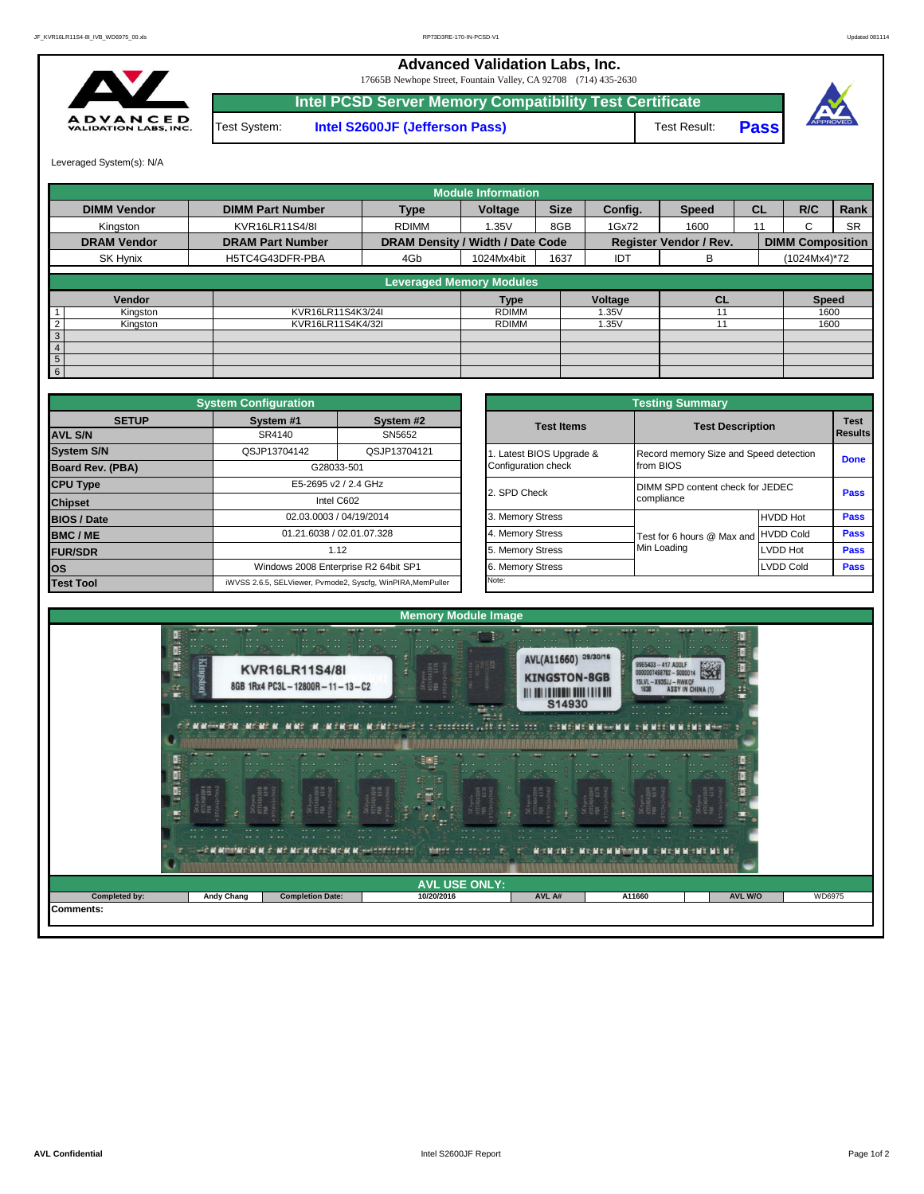# Advanced Validation Labs, Inc.

17665B Newhope Street, Fountain Valley, CA 92708 (714) 435-2630

## Intel PCSD Server Memory Compatibility Test Certificate

Test System: **Intel S2600JF (Jefferson Pass)** Test Result: **Pass**

Leveraged System(s): N/A

### Module Information

| DIMM Vendor | DIMM Part Number | Type | Voltage | Size | Config. | Speed | CL | R/C | Rank |
|---|---|---|---|---|---|---|---|---|---|
| Kingston | KVR16LR11S4/8I | RDIMM | 1.35V | 8GB | 1Gx72 | 1600 | 11 | C | SR |
| **DRAM Vendor** | **DRAM Part Number** | **DRAM Density / Width / Date Code** | | | **Register Vendor / Rev.** | | **DIMM Composition** | | |
| SK Hynix | H5TC4G43DFR-PBA | 4Gb | 1024Mx4bit | 1637 | IDT | B | (1024Mx4)*72 | | |

### Leveraged Memory Modules

| | Vendor | | Type | Voltage | CL | Speed |
|---|---|---|---|---|---|---|
| 1 | Kingston | KVR16LR11S4K3/24I | RDIMM | 1.35V | 11 | 1600 |
| 2 | Kingston | KVR16LR11S4K4/32I | RDIMM | 1.35V | 11 | 1600 |
| 3 | | | | | | |
| 4 | | | | | | |
| 5 | | | | | | |
| 6 | | | | | | |

### System Configuration

| SETUP | System #1 | System #2 |
|---|---|---|
| AVL S/N | SR4140 | SN5652 |
| System S/N | QSJP13704142 | QSJP13704121 |
| Board Rev. (PBA) | G28033-501 | |
| CPU Type | E5-2695 v2 / 2.4 GHz | |
| Chipset | Intel C602 | |
| BIOS / Date | 02.03.0003 / 04/19/2014 | |
| BMC / ME | 01.21.6038 / 02.01.07.328 | |
| FUR/SDR | 1.12 | |
| OS | Windows 2008 Enterprise R2 64bit SP1 | |
| Test Tool | iWVSS 2.6.5, SELViewer, Pvmode2, Syscfg, WinPIRA,MemPuller | |

### Testing Summary

| Test Items | Test Description | | Test Results |
|---|---|---|---|
| 1. Latest BIOS Upgrade & Configuration check | Record memory Size and Speed detection from BIOS | | Done |
| 2. SPD Check | DIMM SPD content check for JEDEC compliance | | Pass |
| 3. Memory Stress | Test for 6 hours @ Max and Min Loading | HVDD Hot | Pass |
| 4. Memory Stress | | HVDD Cold | Pass |
| 5. Memory Stress | | LVDD Hot | Pass |
| 6. Memory Stress | | LVDD Cold | Pass |

Note:

### Memory Module Image

### AVL USE ONLY:

| Completed by: | Andy Chang | Completion Date: | 10/20/2016 | AVL A# | A11660 | AVL W/O | WD6975 |
|---|---|---|---|---|---|---|---|

Comments: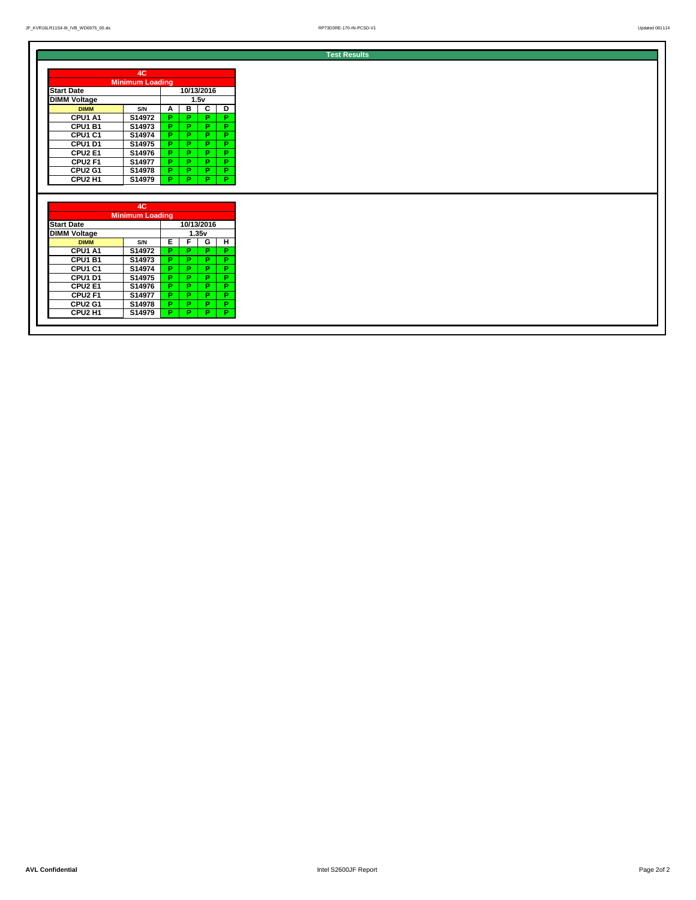## Test Results

| 4C | | | | | |
|---|---|---|---|---|---|
| **Minimum Loading** | | | | | |
| **Start Date** | | 10/13/2016 | | | |
| **DIMM Voltage** | | 1.5v | | | |
| **DIMM** | **S/N** | **A** | **B** | **C** | **D** |
| CPU1 A1 | S14972 | P | P | P | P |
| CPU1 B1 | S14973 | P | P | P | P |
| CPU1 C1 | S14974 | P | P | P | P |
| CPU1 D1 | S14975 | P | P | P | P |
| CPU2 E1 | S14976 | P | P | P | P |
| CPU2 F1 | S14977 | P | P | P | P |
| CPU2 G1 | S14978 | P | P | P | P |
| CPU2 H1 | S14979 | P | P | P | P |

| 4C | | | | | |
|---|---|---|---|---|---|
| **Minimum Loading** | | | | | |
| **Start Date** | | 10/13/2016 | | | |
| **DIMM Voltage** | | 1.35v | | | |
| **DIMM** | **S/N** | **E** | **F** | **G** | **H** |
| CPU1 A1 | S14972 | P | P | P | P |
| CPU1 B1 | S14973 | P | P | P | P |
| CPU1 C1 | S14974 | P | P | P | P |
| CPU1 D1 | S14975 | P | P | P | P |
| CPU2 E1 | S14976 | P | P | P | P |
| CPU2 F1 | S14977 | P | P | P | P |
| CPU2 G1 | S14978 | P | P | P | P |
| CPU2 H1 | S14979 | P | P | P | P |